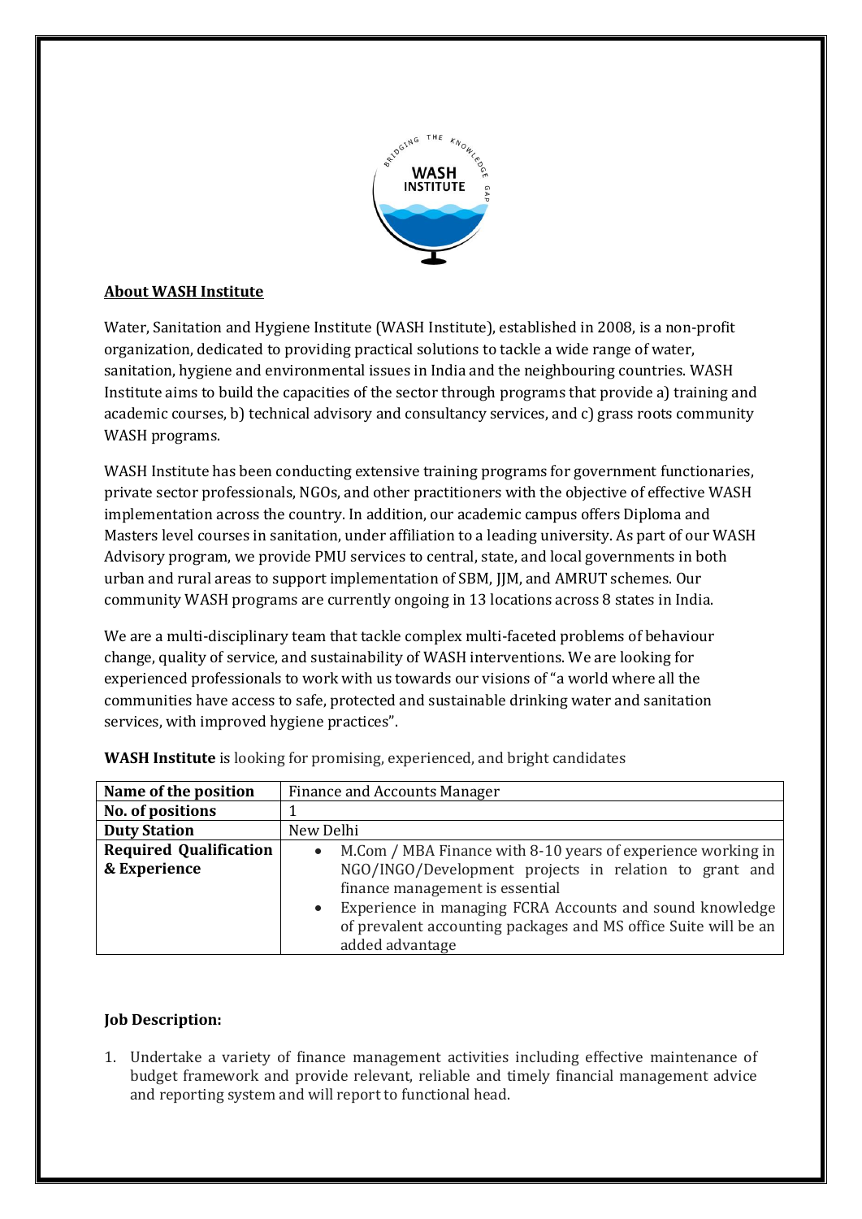## About WASH Institute

Water, Sanitation and Hygiene Institute (WASH Institute), established in 2008, is a non-profit organization, dedicated to providing practical solutions to tackle a wide range of water, sanitation, hygiene and environmental issues in India and the neighbouring countries. WASH Institute aims to build the capacities of the sector through programs that provide a) training and academic courses, b) technical advisory and consultancy services, and c) grass roots community WASH programs.

WASH Institute has been conducting extensive training programs for government functionaries, private sector professionals, NGOs, and other practitioners with the objective of effective WASH implementation across the country. In addition, our academic campus offers Diploma and Masters level courses in sanitation, under affiliation to a leading university. As part of our WASH Advisory program, we provide PMU services to central, state, and local governments in both urban and rural areas to support implementation of SBM, JJM, and AMRUT schemes. Our community WASH programs are currently ongoing in 13 locations across 8 states in India.

We are a multi-disciplinary team that tackle complex multi-faceted problems of behaviour change, quality of service, and sustainability of WASH interventions. We are looking for experienced professionals to work with us towards our visions of "a world where all the communities have access to safe, protected and sustainable drinking water and sanitation services, with improved hygiene practices".

**WASH Institute** is looking for promising, experienced, and bright candidates

| **Name of the position** | Finance and Accounts Manager |
|---|---|
| **No. of positions** | 1 |
| **Duty Station** | New Delhi |
| **Required Qualification & Experience** | • M.Com / MBA Finance with 8-10 years of experience working in NGO/INGO/Development projects in relation to grant and finance management is essential<br>• Experience in managing FCRA Accounts and sound knowledge of prevalent accounting packages and MS office Suite will be an added advantage |

**Job Description:**

1. Undertake a variety of finance management activities including effective maintenance of budget framework and provide relevant, reliable and timely financial management advice and reporting system and will report to functional head.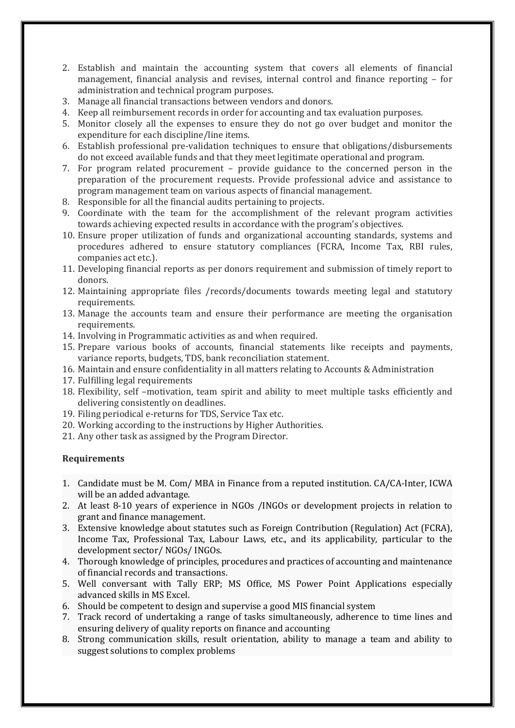2. Establish and maintain the accounting system that covers all elements of financial management, financial analysis and revises, internal control and finance reporting – for administration and technical program purposes.
3. Manage all financial transactions between vendors and donors.
4. Keep all reimbursement records in order for accounting and tax evaluation purposes.
5. Monitor closely all the expenses to ensure they do not go over budget and monitor the expenditure for each discipline/line items.
6. Establish professional pre-validation techniques to ensure that obligations/disbursements do not exceed available funds and that they meet legitimate operational and program.
7. For program related procurement – provide guidance to the concerned person in the preparation of the procurement requests. Provide professional advice and assistance to program management team on various aspects of financial management.
8. Responsible for all the financial audits pertaining to projects.
9. Coordinate with the team for the accomplishment of the relevant program activities towards achieving expected results in accordance with the program's objectives.
10. Ensure proper utilization of funds and organizational accounting standards, systems and procedures adhered to ensure statutory compliances (FCRA, Income Tax, RBI rules, companies act etc.).
11. Developing financial reports as per donors requirement and submission of timely report to donors.
12. Maintaining appropriate files /records/documents towards meeting legal and statutory requirements.
13. Manage the accounts team and ensure their performance are meeting the organisation requirements.
14. Involving in Programmatic activities as and when required.
15. Prepare various books of accounts, financial statements like receipts and payments, variance reports, budgets, TDS, bank reconciliation statement.
16. Maintain and ensure confidentiality in all matters relating to Accounts & Administration
17. Fulfilling legal requirements
18. Flexibility, self –motivation, team spirit and ability to meet multiple tasks efficiently and delivering consistently on deadlines.
19. Filing periodical e-returns for TDS, Service Tax etc.
20. Working according to the instructions by Higher Authorities.
21. Any other task as assigned by the Program Director.

**Requirements**

1. Candidate must be M. Com/ MBA in Finance from a reputed institution. CA/CA-Inter, ICWA will be an added advantage.
2. At least 8-10 years of experience in NGOs /INGOs or development projects in relation to grant and finance management.
3. Extensive knowledge about statutes such as Foreign Contribution (Regulation) Act (FCRA), Income Tax, Professional Tax, Labour Laws, etc., and its applicability, particular to the development sector/ NGOs/ INGOs.
4. Thorough knowledge of principles, procedures and practices of accounting and maintenance of financial records and transactions.
5. Well conversant with Tally ERP; MS Office, MS Power Point Applications especially advanced skills in MS Excel.
6. Should be competent to design and supervise a good MIS financial system
7. Track record of undertaking a range of tasks simultaneously, adherence to time lines and ensuring delivery of quality reports on finance and accounting
8. Strong communication skills, result orientation, ability to manage a team and ability to suggest solutions to complex problems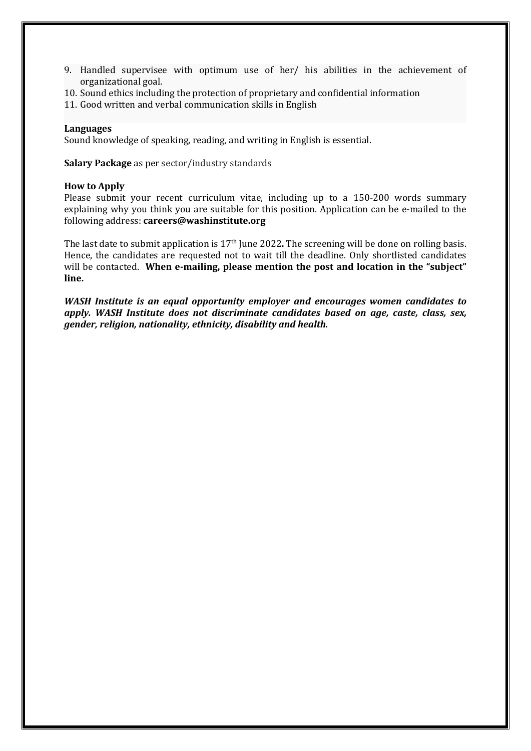9. Handled supervisee with optimum use of her/ his abilities in the achievement of organizational goal.
10. Sound ethics including the protection of proprietary and confidential information
11. Good written and verbal communication skills in English

**Languages**
Sound knowledge of speaking, reading, and writing in English is essential.

**Salary Package** as per sector/industry standards

**How to Apply**
Please submit your recent curriculum vitae, including up to a 150-200 words summary explaining why you think you are suitable for this position. Application can be e-mailed to the following address: **careers@washinstitute.org**

The last date to submit application is 17th June 2022**.** The screening will be done on rolling basis. Hence, the candidates are requested not to wait till the deadline. Only shortlisted candidates will be contacted. **When e-mailing, please mention the post and location in the "subject" line.**

***WASH Institute is an equal opportunity employer and encourages women candidates to apply. WASH Institute does not discriminate candidates based on age, caste, class, sex, gender, religion, nationality, ethnicity, disability and health.***